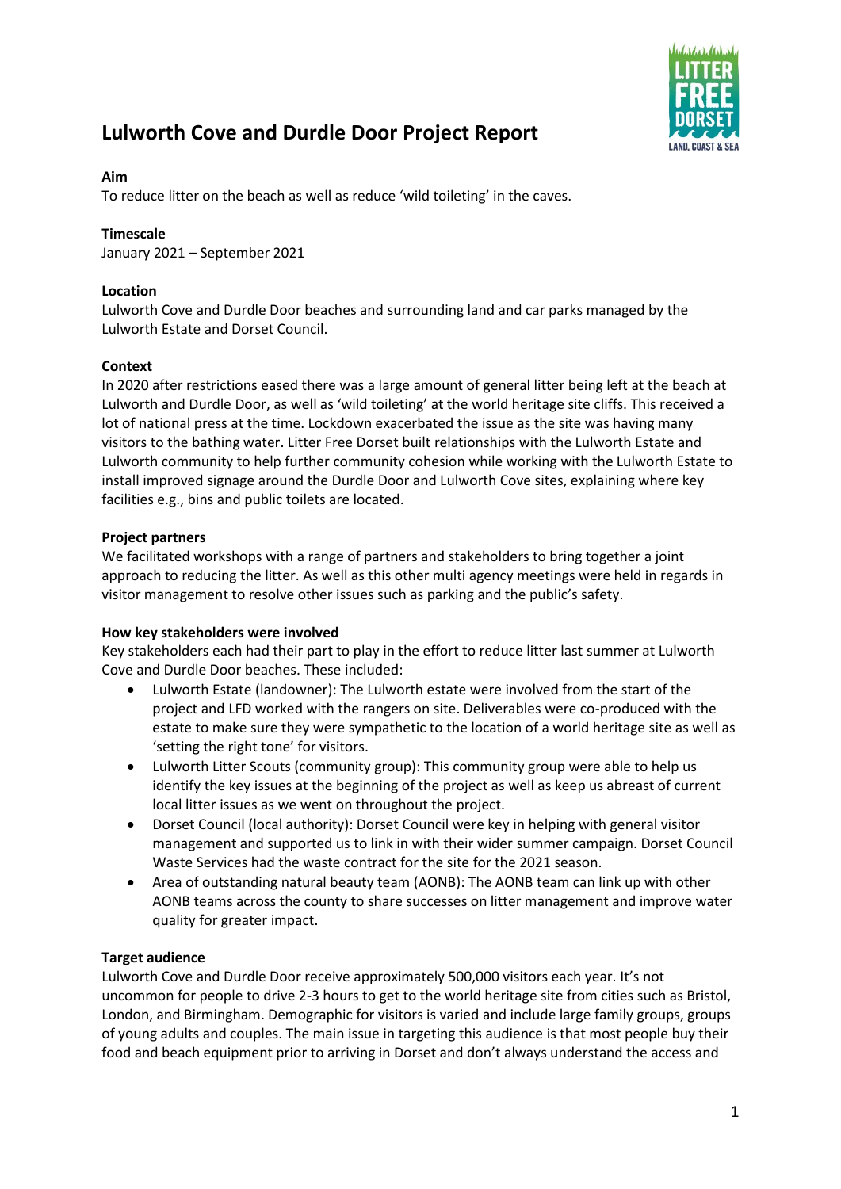# Lulworth Cove and Durdle Door Project Report

**Aim**

To reduce litter on the beach as well as reduce 'wild toileting' in the caves.

**Timescale**

January 2021 – September 2021

**Location**

Lulworth Cove and Durdle Door beaches and surrounding land and car parks managed by the Lulworth Estate and Dorset Council.

**Context**

In 2020 after restrictions eased there was a large amount of general litter being left at the beach at Lulworth and Durdle Door, as well as 'wild toileting' at the world heritage site cliffs. This received a lot of national press at the time. Lockdown exacerbated the issue as the site was having many visitors to the bathing water. Litter Free Dorset built relationships with the Lulworth Estate and Lulworth community to help further community cohesion while working with the Lulworth Estate to install improved signage around the Durdle Door and Lulworth Cove sites, explaining where key facilities e.g., bins and public toilets are located.

**Project partners**

We facilitated workshops with a range of partners and stakeholders to bring together a joint approach to reducing the litter. As well as this other multi agency meetings were held in regards in visitor management to resolve other issues such as parking and the public's safety.

**How key stakeholders were involved**

Key stakeholders each had their part to play in the effort to reduce litter last summer at Lulworth Cove and Durdle Door beaches. These included:

- Lulworth Estate (landowner): The Lulworth estate were involved from the start of the project and LFD worked with the rangers on site. Deliverables were co-produced with the estate to make sure they were sympathetic to the location of a world heritage site as well as 'setting the right tone' for visitors.
- Lulworth Litter Scouts (community group): This community group were able to help us identify the key issues at the beginning of the project as well as keep us abreast of current local litter issues as we went on throughout the project.
- Dorset Council (local authority): Dorset Council were key in helping with general visitor management and supported us to link in with their wider summer campaign. Dorset Council Waste Services had the waste contract for the site for the 2021 season.
- Area of outstanding natural beauty team (AONB): The AONB team can link up with other AONB teams across the county to share successes on litter management and improve water quality for greater impact.

**Target audience**

Lulworth Cove and Durdle Door receive approximately 500,000 visitors each year. It's not uncommon for people to drive 2-3 hours to get to the world heritage site from cities such as Bristol, London, and Birmingham. Demographic for visitors is varied and include large family groups, groups of young adults and couples. The main issue in targeting this audience is that most people buy their food and beach equipment prior to arriving in Dorset and don't always understand the access and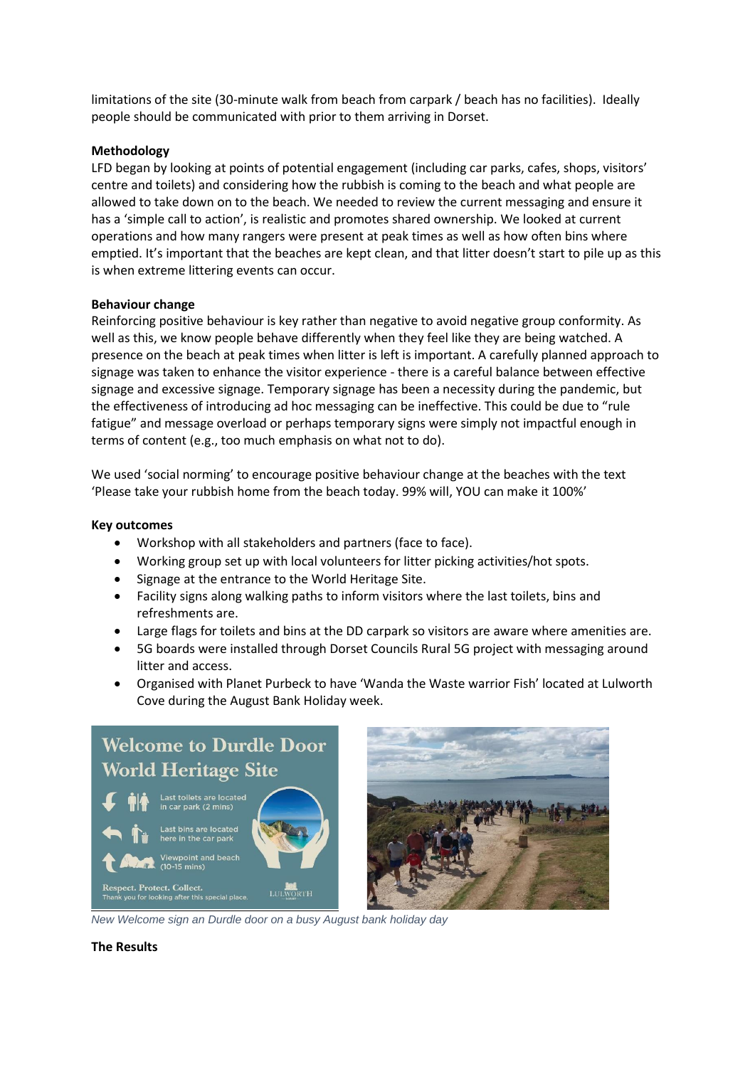limitations of the site (30-minute walk from beach from carpark / beach has no facilities). Ideally people should be communicated with prior to them arriving in Dorset.

**Methodology**

LFD began by looking at points of potential engagement (including car parks, cafes, shops, visitors' centre and toilets) and considering how the rubbish is coming to the beach and what people are allowed to take down on to the beach. We needed to review the current messaging and ensure it has a 'simple call to action', is realistic and promotes shared ownership. We looked at current operations and how many rangers were present at peak times as well as how often bins where emptied. It's important that the beaches are kept clean, and that litter doesn't start to pile up as this is when extreme littering events can occur.

**Behaviour change**

Reinforcing positive behaviour is key rather than negative to avoid negative group conformity. As well as this, we know people behave differently when they feel like they are being watched. A presence on the beach at peak times when litter is left is important. A carefully planned approach to signage was taken to enhance the visitor experience - there is a careful balance between effective signage and excessive signage. Temporary signage has been a necessity during the pandemic, but the effectiveness of introducing ad hoc messaging can be ineffective. This could be due to "rule fatigue" and message overload or perhaps temporary signs were simply not impactful enough in terms of content (e.g., too much emphasis on what not to do).

We used 'social norming' to encourage positive behaviour change at the beaches with the text 'Please take your rubbish home from the beach today. 99% will, YOU can make it 100%'

**Key outcomes**

- Workshop with all stakeholders and partners (face to face).
- Working group set up with local volunteers for litter picking activities/hot spots.
- Signage at the entrance to the World Heritage Site.
- Facility signs along walking paths to inform visitors where the last toilets, bins and refreshments are.
- Large flags for toilets and bins at the DD carpark so visitors are aware where amenities are.
- 5G boards were installed through Dorset Councils Rural 5G project with messaging around litter and access.
- Organised with Planet Purbeck to have 'Wanda the Waste warrior Fish' located at Lulworth Cove during the August Bank Holiday week.

*New Welcome sign an Durdle door on a busy August bank holiday day*

**The Results**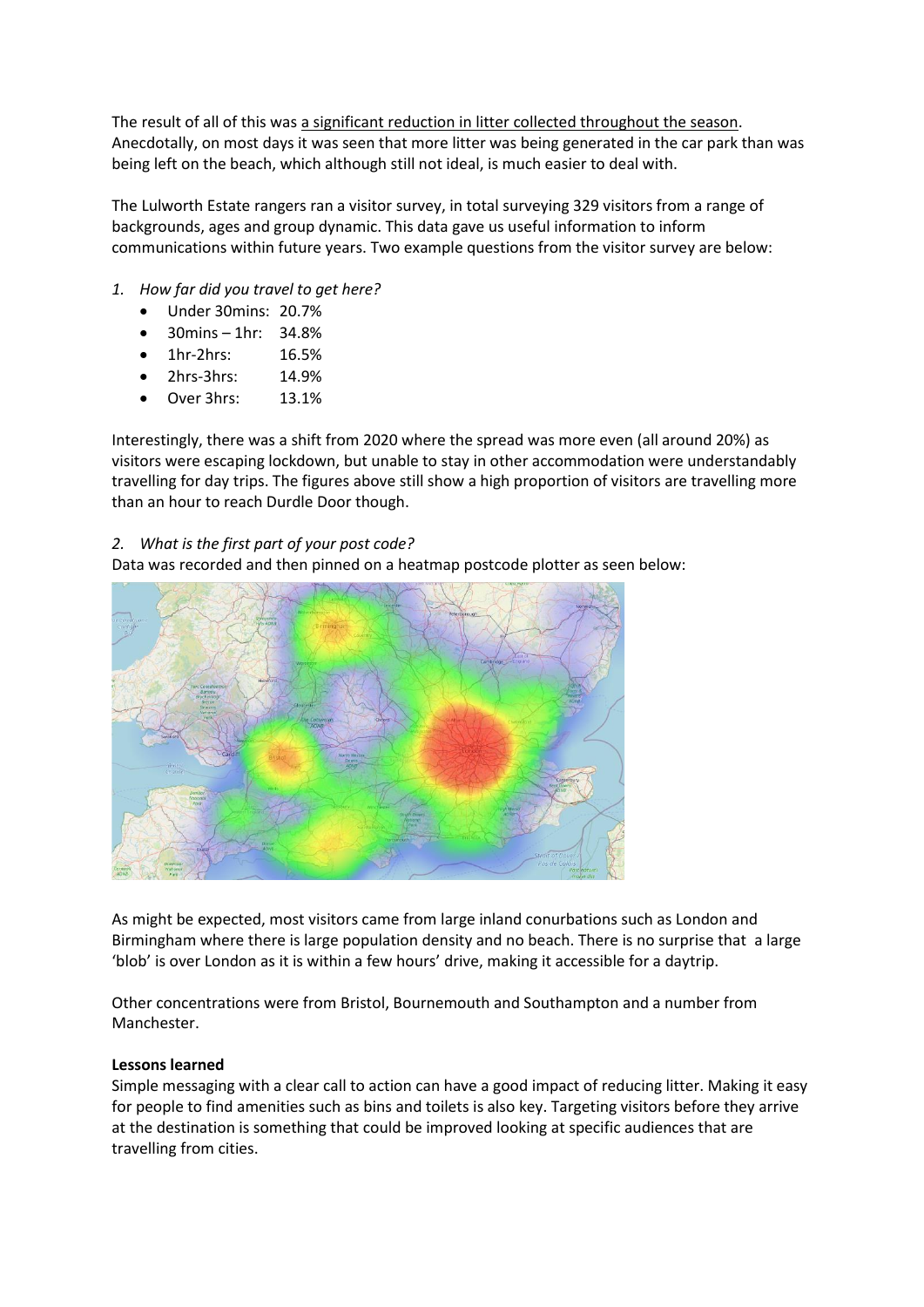The result of all of this was <u>a significant reduction in litter collected throughout the season</u>. Anecdotally, on most days it was seen that more litter was being generated in the car park than was being left on the beach, which although still not ideal, is much easier to deal with.

The Lulworth Estate rangers ran a visitor survey, in total surveying 329 visitors from a range of backgrounds, ages and group dynamic. This data gave us useful information to inform communications within future years. Two example questions from the visitor survey are below:

1. *How far did you travel to get here?*
    - Under 30mins: 20.7%
    - 30mins – 1hr: 34.8%
    - 1hr-2hrs: 16.5%
    - 2hrs-3hrs: 14.9%
    - Over 3hrs: 13.1%

Interestingly, there was a shift from 2020 where the spread was more even (all around 20%) as visitors were escaping lockdown, but unable to stay in other accommodation were understandably travelling for day trips. The figures above still show a high proportion of visitors are travelling more than an hour to reach Durdle Door though.

2. *What is the first part of your post code?*

Data was recorded and then pinned on a heatmap postcode plotter as seen below:

As might be expected, most visitors came from large inland conurbations such as London and Birmingham where there is large population density and no beach. There is no surprise that a large 'blob' is over London as it is within a few hours' drive, making it accessible for a daytrip.

Other concentrations were from Bristol, Bournemouth and Southampton and a number from Manchester.

**Lessons learned**

Simple messaging with a clear call to action can have a good impact of reducing litter. Making it easy for people to find amenities such as bins and toilets is also key. Targeting visitors before they arrive at the destination is something that could be improved looking at specific audiences that are travelling from cities.